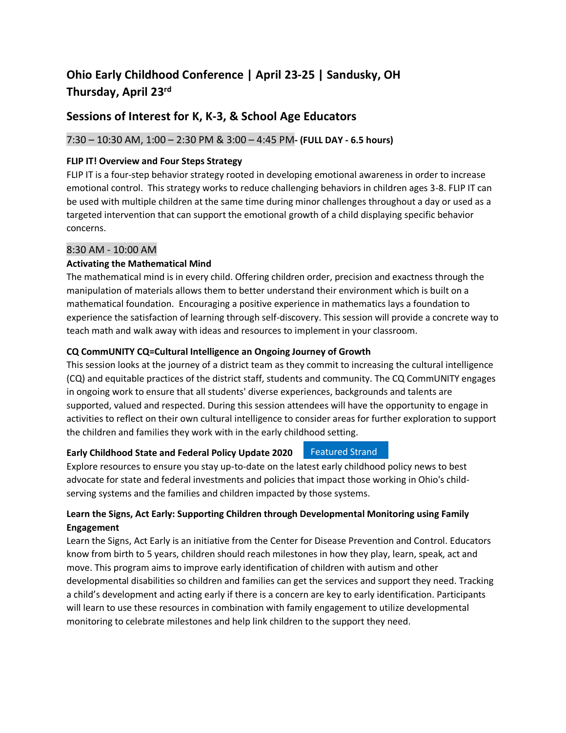# Ohio Early Childhood Conference | April 23-25 | Sandusky, OH
# Thursday, April 23rd

## Sessions of Interest for K, K-3, & School Age Educators

7:30 – 10:30 AM, 1:00 – 2:30 PM & 3:00 – 4:45 PM- **(FULL DAY - 6.5 hours)**

**FLIP IT! Overview and Four Steps Strategy**

FLIP IT is a four-step behavior strategy rooted in developing emotional awareness in order to increase emotional control. This strategy works to reduce challenging behaviors in children ages 3-8. FLIP IT can be used with multiple children at the same time during minor challenges throughout a day or used as a targeted intervention that can support the emotional growth of a child displaying specific behavior concerns.

8:30 AM - 10:00 AM

**Activating the Mathematical Mind**

The mathematical mind is in every child. Offering children order, precision and exactness through the manipulation of materials allows them to better understand their environment which is built on a mathematical foundation. Encouraging a positive experience in mathematics lays a foundation to experience the satisfaction of learning through self-discovery. This session will provide a concrete way to teach math and walk away with ideas and resources to implement in your classroom.

**CQ CommUNITY CQ=Cultural Intelligence an Ongoing Journey of Growth**

This session looks at the journey of a district team as they commit to increasing the cultural intelligence (CQ) and equitable practices of the district staff, students and community. The CQ CommUNITY engages in ongoing work to ensure that all students' diverse experiences, backgrounds and talents are supported, valued and respected. During this session attendees will have the opportunity to engage in activities to reflect on their own cultural intelligence to consider areas for further exploration to support the children and families they work with in the early childhood setting.

**Early Childhood State and Federal Policy Update 2020** Featured Strand

Explore resources to ensure you stay up-to-date on the latest early childhood policy news to best advocate for state and federal investments and policies that impact those working in Ohio's child-serving systems and the families and children impacted by those systems.

**Learn the Signs, Act Early: Supporting Children through Developmental Monitoring using Family Engagement**

Learn the Signs, Act Early is an initiative from the Center for Disease Prevention and Control. Educators know from birth to 5 years, children should reach milestones in how they play, learn, speak, act and move. This program aims to improve early identification of children with autism and other developmental disabilities so children and families can get the services and support they need. Tracking a child's development and acting early if there is a concern are key to early identification. Participants will learn to use these resources in combination with family engagement to utilize developmental monitoring to celebrate milestones and help link children to the support they need.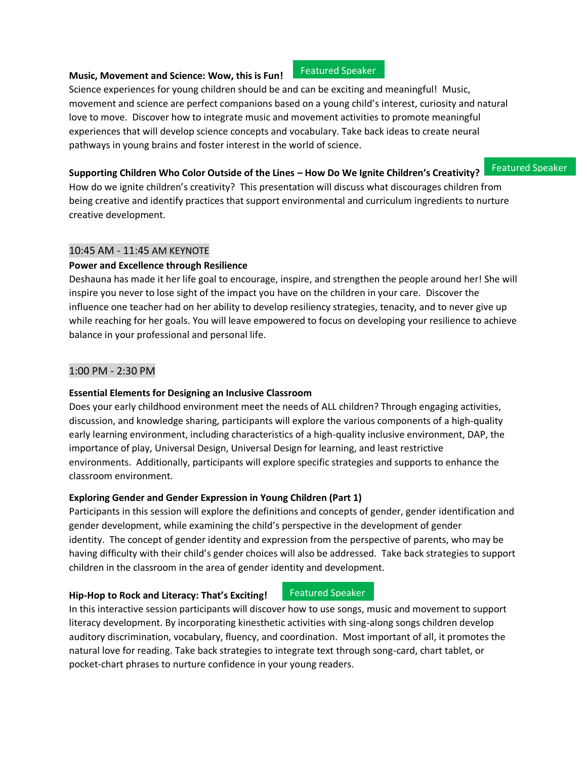**Music, Movement and Science: Wow, this is Fun!** Featured Speaker

Science experiences for young children should be and can be exciting and meaningful! Music, movement and science are perfect companions based on a young child's interest, curiosity and natural love to move. Discover how to integrate music and movement activities to promote meaningful experiences that will develop science concepts and vocabulary. Take back ideas to create neural pathways in young brains and foster interest in the world of science.

**Supporting Children Who Color Outside of the Lines – How Do We Ignite Children's Creativity?** Featured Speaker

How do we ignite children's creativity? This presentation will discuss what discourages children from being creative and identify practices that support environmental and curriculum ingredients to nurture creative development.

## 10:45 AM - 11:45 AM KEYNOTE

**Power and Excellence through Resilience**

Deshauna has made it her life goal to encourage, inspire, and strengthen the people around her! She will inspire you never to lose sight of the impact you have on the children in your care. Discover the influence one teacher had on her ability to develop resiliency strategies, tenacity, and to never give up while reaching for her goals. You will leave empowered to focus on developing your resilience to achieve balance in your professional and personal life.

## 1:00 PM - 2:30 PM

**Essential Elements for Designing an Inclusive Classroom**

Does your early childhood environment meet the needs of ALL children? Through engaging activities, discussion, and knowledge sharing, participants will explore the various components of a high-quality early learning environment, including characteristics of a high-quality inclusive environment, DAP, the importance of play, Universal Design, Universal Design for learning, and least restrictive environments. Additionally, participants will explore specific strategies and supports to enhance the classroom environment.

**Exploring Gender and Gender Expression in Young Children (Part 1)**

Participants in this session will explore the definitions and concepts of gender, gender identification and gender development, while examining the child's perspective in the development of gender identity. The concept of gender identity and expression from the perspective of parents, who may be having difficulty with their child's gender choices will also be addressed. Take back strategies to support children in the classroom in the area of gender identity and development.

**Hip-Hop to Rock and Literacy: That's Exciting!** Featured Speaker

In this interactive session participants will discover how to use songs, music and movement to support literacy development. By incorporating kinesthetic activities with sing-along songs children develop auditory discrimination, vocabulary, fluency, and coordination. Most important of all, it promotes the natural love for reading. Take back strategies to integrate text through song-card, chart tablet, or pocket-chart phrases to nurture confidence in your young readers.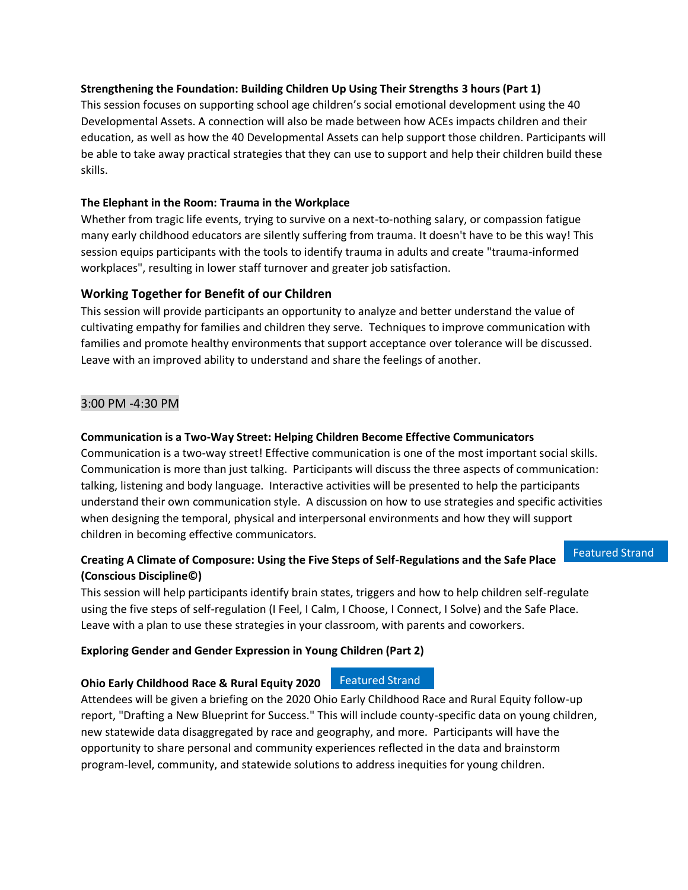**Strengthening the Foundation: Building Children Up Using Their Strengths 3 hours (Part 1)**

This session focuses on supporting school age children's social emotional development using the 40 Developmental Assets. A connection will also be made between how ACEs impacts children and their education, as well as how the 40 Developmental Assets can help support those children. Participants will be able to take away practical strategies that they can use to support and help their children build these skills.

**The Elephant in the Room: Trauma in the Workplace**

Whether from tragic life events, trying to survive on a next-to-nothing salary, or compassion fatigue many early childhood educators are silently suffering from trauma. It doesn't have to be this way! This session equips participants with the tools to identify trauma in adults and create "trauma-informed workplaces", resulting in lower staff turnover and greater job satisfaction.

### Working Together for Benefit of our Children

This session will provide participants an opportunity to analyze and better understand the value of cultivating empathy for families and children they serve. Techniques to improve communication with families and promote healthy environments that support acceptance over tolerance will be discussed. Leave with an improved ability to understand and share the feelings of another.

3:00 PM -4:30 PM

**Communication is a Two-Way Street: Helping Children Become Effective Communicators**

Communication is a two-way street! Effective communication is one of the most important social skills. Communication is more than just talking. Participants will discuss the three aspects of communication: talking, listening and body language. Interactive activities will be presented to help the participants understand their own communication style. A discussion on how to use strategies and specific activities when designing the temporal, physical and interpersonal environments and how they will support children in becoming effective communicators.

**Creating A Climate of Composure: Using the Five Steps of Self-Regulations and the Safe Place (Conscious Discipline©)** Featured Strand

This session will help participants identify brain states, triggers and how to help children self-regulate using the five steps of self-regulation (I Feel, I Calm, I Choose, I Connect, I Solve) and the Safe Place. Leave with a plan to use these strategies in your classroom, with parents and coworkers.

**Exploring Gender and Gender Expression in Young Children (Part 2)**

**Ohio Early Childhood Race & Rural Equity 2020** Featured Strand

Attendees will be given a briefing on the 2020 Ohio Early Childhood Race and Rural Equity follow-up report, "Drafting a New Blueprint for Success." This will include county-specific data on young children, new statewide data disaggregated by race and geography, and more. Participants will have the opportunity to share personal and community experiences reflected in the data and brainstorm program-level, community, and statewide solutions to address inequities for young children.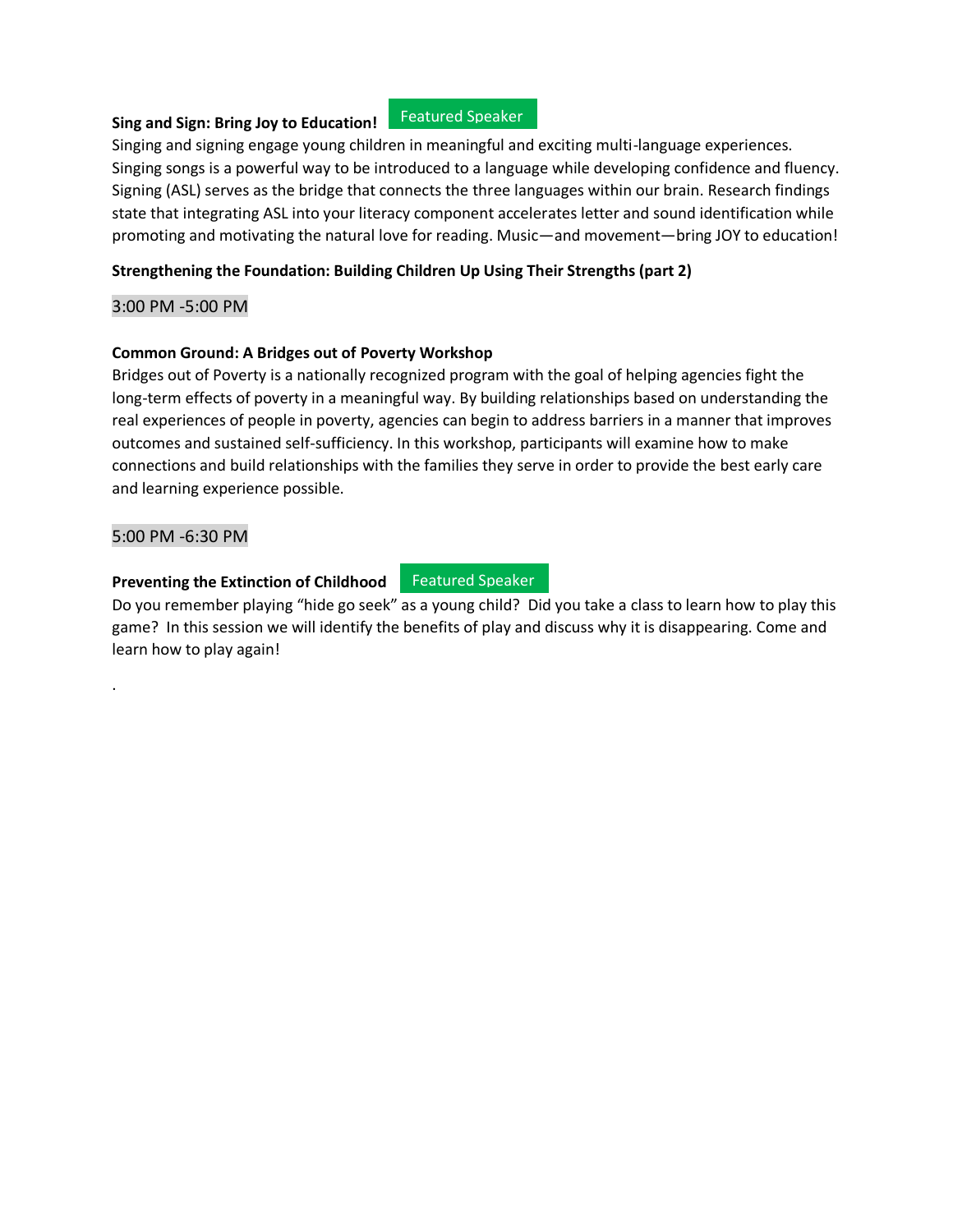**Sing and Sign: Bring Joy to Education!** Featured Speaker

Singing and signing engage young children in meaningful and exciting multi-language experiences. Singing songs is a powerful way to be introduced to a language while developing confidence and fluency. Signing (ASL) serves as the bridge that connects the three languages within our brain. Research findings state that integrating ASL into your literacy component accelerates letter and sound identification while promoting and motivating the natural love for reading. Music—and movement—bring JOY to education!

**Strengthening the Foundation: Building Children Up Using Their Strengths (part 2)**

3:00 PM -5:00 PM

**Common Ground: A Bridges out of Poverty Workshop**

Bridges out of Poverty is a nationally recognized program with the goal of helping agencies fight the long-term effects of poverty in a meaningful way. By building relationships based on understanding the real experiences of people in poverty, agencies can begin to address barriers in a manner that improves outcomes and sustained self-sufficiency. In this workshop, participants will examine how to make connections and build relationships with the families they serve in order to provide the best early care and learning experience possible.

5:00 PM -6:30 PM

**Preventing the Extinction of Childhood** Featured Speaker

Do you remember playing "hide go seek" as a young child? Did you take a class to learn how to play this game? In this session we will identify the benefits of play and discuss why it is disappearing. Come and learn how to play again!

.